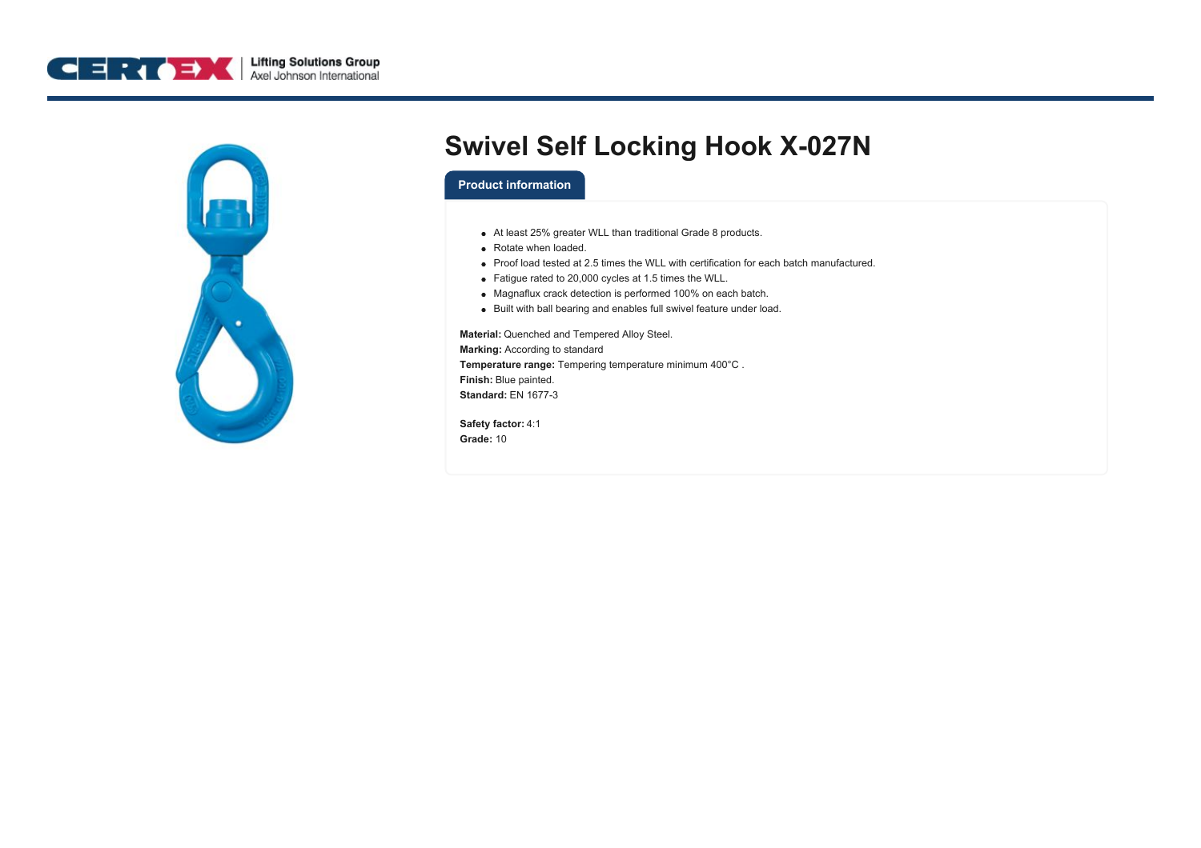# Swivel Self Locking Hook X-027N

## Product information

- At least 25% greater WLL than traditional Grade 8 products.
- Rotate when loaded.
- Proof load tested at 2.5 times the WLL with certification for each batch manufactured.
- Fatigue rated to 20,000 cycles at 1.5 times the WLL.
- Magnaflux crack detection is performed 100% on each batch.
- Built with ball bearing and enables full swivel feature under load.

**Material:** Quenched and Tempered Alloy Steel.
**Marking:** According to standard
**Temperature range:** Tempering temperature minimum 400°C .
**Finish:** Blue painted.
**Standard:** EN 1677-3

**Safety factor:** 4:1
**Grade:** 10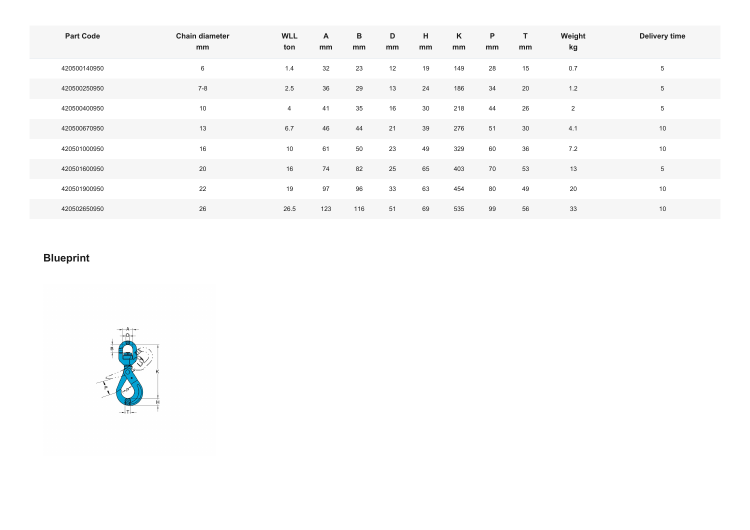| Part Code | Chain diameter mm | WLL ton | A mm | B mm | D mm | H mm | K mm | P mm | T mm | Weight kg | Delivery time |
|---|---|---|---|---|---|---|---|---|---|---|---|
| 420500140950 | 6 | 1.4 | 32 | 23 | 12 | 19 | 149 | 28 | 15 | 0.7 | 5 |
| 420500250950 | 7-8 | 2.5 | 36 | 29 | 13 | 24 | 186 | 34 | 20 | 1.2 | 5 |
| 420500400950 | 10 | 4 | 41 | 35 | 16 | 30 | 218 | 44 | 26 | 2 | 5 |
| 420500670950 | 13 | 6.7 | 46 | 44 | 21 | 39 | 276 | 51 | 30 | 4.1 | 10 |
| 420501000950 | 16 | 10 | 61 | 50 | 23 | 49 | 329 | 60 | 36 | 7.2 | 10 |
| 420501600950 | 20 | 16 | 74 | 82 | 25 | 65 | 403 | 70 | 53 | 13 | 5 |
| 420501900950 | 22 | 19 | 97 | 96 | 33 | 63 | 454 | 80 | 49 | 20 | 10 |
| 420502650950 | 26 | 26.5 | 123 | 116 | 51 | 69 | 535 | 99 | 56 | 33 | 10 |

## Blueprint